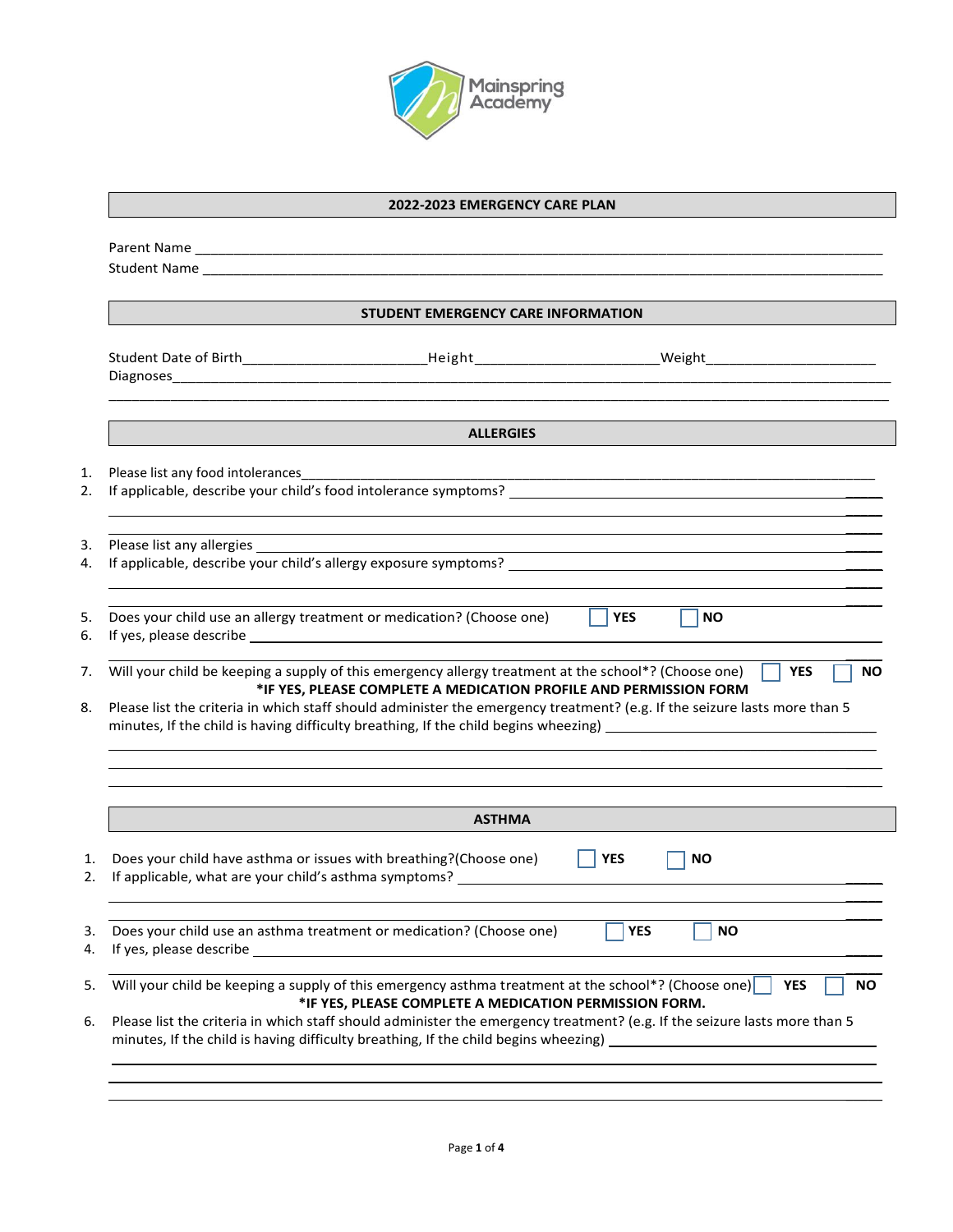Mainspring Academy

## 2022-2023 EMERGENCY CARE PLAN

Parent Name \_\_\_\_\_\_\_\_\_\_\_\_\_\_\_\_\_\_\_\_\_\_\_\_\_\_\_\_\_\_\_\_\_\_\_\_\_\_\_\_\_\_\_\_\_\_\_\_\_\_\_\_\_\_\_\_\_\_\_\_\_\_\_\_

Student Name \_\_\_\_\_\_\_\_\_\_\_\_\_\_\_\_\_\_\_\_\_\_\_\_\_\_\_\_\_\_\_\_\_\_\_\_\_\_\_\_\_\_\_\_\_\_\_\_\_\_\_\_\_\_\_\_\_\_\_\_\_\_\_

## STUDENT EMERGENCY CARE INFORMATION

Student Date of Birth\_\_\_\_\_\_\_\_\_\_\_\_\_\_\_\_\_\_\_\_Height\_\_\_\_\_\_\_\_\_\_\_\_\_\_\_\_\_\_\_\_Weight\_\_\_\_\_\_\_\_\_\_\_\_\_\_\_\_\_\_\_\_

Diagnoses\_\_\_\_\_\_\_\_\_\_\_\_\_\_\_\_\_\_\_\_\_\_\_\_\_\_\_\_\_\_\_\_\_\_\_\_\_\_\_\_\_\_\_\_\_\_\_\_\_\_\_\_\_\_\_\_\_\_\_\_\_\_\_\_\_\_\_\_\_

\_\_\_\_\_\_\_\_\_\_\_\_\_\_\_\_\_\_\_\_\_\_\_\_\_\_\_\_\_\_\_\_\_\_\_\_\_\_\_\_\_\_\_\_\_\_\_\_\_\_\_\_\_\_\_\_\_\_\_\_\_\_\_\_\_\_\_\_\_\_\_\_\_\_\_\_\_

## ALLERGIES

1. Please list any food intolerances\_\_\_\_\_\_\_\_\_\_\_\_\_\_\_\_\_\_\_\_\_\_\_\_\_\_\_\_\_\_\_\_\_\_\_\_\_\_\_\_\_\_\_\_\_\_\_\_\_\_\_\_\_\_
2. If applicable, describe your child's food intolerance symptoms? \_\_\_\_\_\_\_\_\_\_\_\_\_\_\_\_\_\_\_\_\_\_\_\_\_\_\_\_\_\_\_\_\_\_\_\_\_\_\_\_\_\_\_\_\_\_\_\_\_\_\_\_\_\_\_\_\_\_\_\_\_\_\_\_\_\_\_\_\_\_\_\_\_\_\_\_\_\_\_\_\_\_\_\_\_\_\_\_\_\_\_\_\_\_\_\_\_\_\_\_\_\_\_\_\_\_\_\_\_\_\_\_\_\_\_\_\_\_\_\_\_\_\_\_\_\_\_\_
3. Please list any allergies \_\_\_\_\_\_\_\_\_\_\_\_\_\_\_\_\_\_\_\_\_\_\_\_\_\_\_\_\_\_\_\_\_\_\_\_\_\_\_\_\_\_\_\_\_\_\_\_\_\_\_\_\_\_\_\_\_\_\_\_
4. If applicable, describe your child's allergy exposure symptoms? \_\_\_\_\_\_\_\_\_\_\_\_\_\_\_\_\_\_\_\_\_\_\_\_\_\_\_\_\_\_\_\_\_\_\_\_\_\_\_\_\_\_\_\_\_\_\_\_\_\_\_\_\_\_\_\_\_\_\_\_\_\_\_\_\_\_\_\_\_\_\_\_\_\_\_\_\_\_\_\_\_\_\_\_\_\_\_\_\_\_\_\_\_\_\_\_\_\_\_\_\_\_\_\_\_\_\_\_\_\_\_\_\_\_\_\_\_\_\_\_\_\_\_\_\_\_\_\_
5. Does your child use an allergy treatment or medication? (Choose one) ☐ **YES** ☐ **NO**
6. If yes, please describe \_\_\_\_\_\_\_\_\_\_\_\_\_\_\_\_\_\_\_\_\_\_\_\_\_\_\_\_\_\_\_\_\_\_\_\_\_\_\_\_\_\_\_\_\_\_\_\_\_\_\_\_\_\_\_\_\_\_\_\_\_\_\_\_\_\_\_\_\_\_\_\_\_\_\_\_\_\_\_\_\_\_\_\_\_\_\_\_\_\_\_\_\_\_\_\_\_\_\_\_\_\_\_\_\_\_\_\_\_\_\_\_\_\_
7. Will your child be keeping a supply of this emergency allergy treatment at the school\*? (Choose one) ☐ **YES** ☐ **NO**
   **\*IF YES, PLEASE COMPLETE A MEDICATION PROFILE AND PERMISSION FORM**
8. Please list the criteria in which staff should administer the emergency treatment? (e.g. If the seizure lasts more than 5 minutes, If the child is having difficulty breathing, If the child begins wheezing) \_\_\_\_\_\_\_\_\_\_\_\_\_\_\_\_\_\_\_\_\_\_\_\_\_\_\_\_\_\_\_\_\_\_\_\_\_\_\_\_\_\_\_\_\_\_\_\_\_\_\_\_\_\_\_\_\_\_\_\_\_\_\_\_\_\_\_\_\_\_\_\_\_\_\_\_\_\_\_\_\_\_\_\_\_\_\_\_\_\_\_\_\_\_\_\_\_\_\_\_\_\_\_\_\_\_\_\_\_\_\_\_\_\_\_\_\_\_\_\_\_\_\_\_\_\_\_\_\_\_\_\_\_\_\_\_\_\_\_\_\_\_\_\_\_\_\_\_\_\_\_\_\_\_\_\_\_\_\_\_\_\_\_\_\_\_\_\_\_\_\_\_\_\_\_\_\_\_\_\_\_\_\_\_\_\_\_\_\_\_

## ASTHMA

1. Does your child have asthma or issues with breathing?(Choose one) ☐ **YES** ☐ **NO**
2. If applicable, what are your child's asthma symptoms? \_\_\_\_\_\_\_\_\_\_\_\_\_\_\_\_\_\_\_\_\_\_\_\_\_\_\_\_\_\_\_\_\_\_\_\_\_\_\_\_\_\_\_\_\_\_\_\_\_\_\_\_\_\_\_\_\_\_\_\_\_\_\_\_\_\_\_\_\_\_\_\_\_\_\_\_\_\_\_\_\_\_\_\_\_\_\_\_\_\_\_\_\_\_\_\_\_\_\_\_\_\_\_\_\_\_\_\_\_\_\_\_\_\_\_\_\_\_\_\_\_\_\_\_\_\_\_\_\_\_\_\_\_\_\_\_\_\_\_\_\_\_\_\_\_\_\_\_\_\_\_\_
3. Does your child use an asthma treatment or medication? (Choose one) ☐ **YES** ☐ **NO**
4. If yes, please describe \_\_\_\_\_\_\_\_\_\_\_\_\_\_\_\_\_\_\_\_\_\_\_\_\_\_\_\_\_\_\_\_\_\_\_\_\_\_\_\_\_\_\_\_\_\_\_\_\_\_\_\_\_\_\_\_\_\_\_\_\_\_\_\_\_\_\_\_\_\_\_\_\_\_\_\_\_\_\_\_\_\_\_\_\_\_\_\_\_\_\_\_\_\_\_\_\_\_\_\_\_\_\_\_\_\_\_\_\_\_\_\_\_\_
5. Will your child be keeping a supply of this emergency asthma treatment at the school\*? (Choose one) ☐ **YES** ☐ **NO**
   **\*IF YES, PLEASE COMPLETE A MEDICATION PERMISSION FORM.**
6. Please list the criteria in which staff should administer the emergency treatment? (e.g. If the seizure lasts more than 5 minutes, If the child is having difficulty breathing, If the child begins wheezing) \_\_\_\_\_\_\_\_\_\_\_\_\_\_\_\_\_\_\_\_\_\_\_\_\_\_\_\_\_\_\_\_\_\_\_\_\_\_\_\_\_\_\_\_\_\_\_\_\_\_\_\_\_\_\_\_\_\_\_\_\_\_\_\_\_\_\_\_\_\_\_\_\_\_\_\_\_\_\_\_\_\_\_\_\_\_\_\_\_\_\_\_\_\_\_\_\_\_\_\_\_\_\_\_\_\_\_\_\_\_\_\_\_\_\_\_\_\_\_\_\_\_\_\_\_\_\_\_\_\_\_\_\_\_\_\_\_\_\_\_\_\_\_\_\_\_\_\_\_\_\_\_\_\_\_\_\_\_\_\_\_\_\_\_\_\_\_\_\_\_\_\_\_\_\_\_\_\_\_\_\_\_\_\_\_\_\_\_\_\_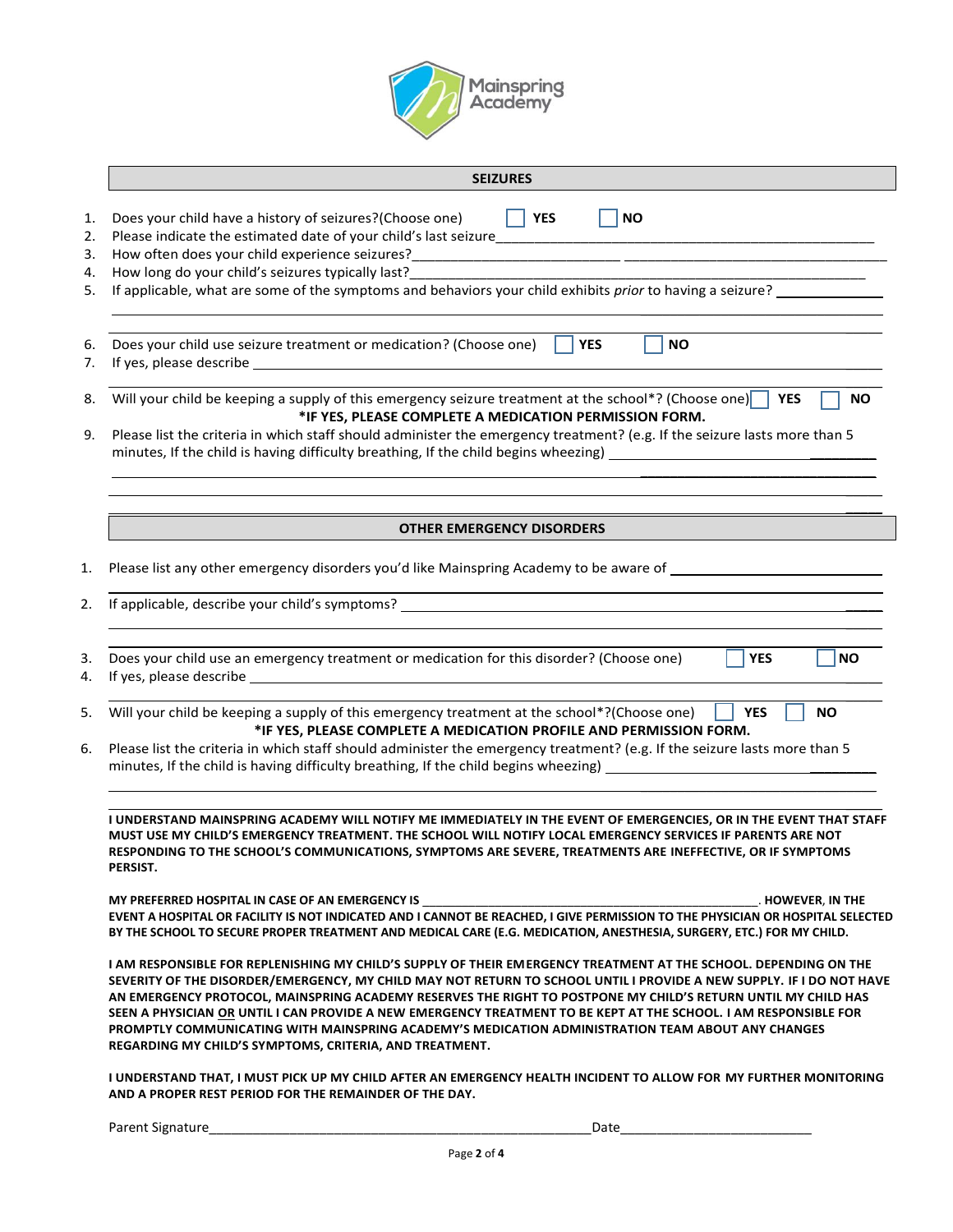Mainspring Academy

## SEIZURES

1. Does your child have a history of seizures?(Choose one) ☐ **YES** ☐ **NO**
2. Please indicate the estimated date of your child's last seizure\_\_\_\_\_\_\_\_\_\_\_\_\_\_\_\_\_\_\_\_\_\_\_\_\_\_\_\_\_\_\_\_\_\_\_\_\_\_\_\_\_\_\_\_\_\_
3. How often does your child experience seizures?\_\_\_\_\_\_\_\_\_\_\_\_\_\_\_\_\_\_\_\_\_\_\_\_\_\_\_\_\_\_\_\_\_\_\_\_\_\_\_\_\_\_\_\_\_\_\_\_\_\_\_\_\_\_
4. How long do your child's seizures typically last?\_\_\_\_\_\_\_\_\_\_\_\_\_\_\_\_\_\_\_\_\_\_\_\_\_\_\_\_\_\_\_\_\_\_\_\_\_\_\_\_\_\_\_\_\_\_\_\_\_\_
5. If applicable, what are some of the symptoms and behaviors your child exhibits *prior* to having a seizure? \_\_\_\_\_\_\_\_\_\_\_\_\_\_

6. Does your child use seizure treatment or medication? (Choose one) ☐ **YES** ☐ **NO**
7. If yes, please describe \_\_\_\_\_\_\_\_\_\_\_\_\_\_\_\_\_\_\_\_\_\_\_\_\_\_\_\_\_\_\_\_\_\_\_\_\_\_\_\_\_\_\_\_\_\_\_\_\_\_\_\_\_\_\_\_\_\_\_\_\_\_\_\_\_\_\_\_\_\_
8. Will your child be keeping a supply of this emergency seizure treatment at the school*? (Choose one) ☐ **YES** ☐ **NO**

   ***IF YES, PLEASE COMPLETE A MEDICATION PERMISSION FORM.**
9. Please list the criteria in which staff should administer the emergency treatment? (e.g. If the seizure lasts more than 5 minutes, If the child is having difficulty breathing, If the child begins wheezing) \_\_\_\_\_\_\_\_\_\_\_\_\_\_\_\_\_\_\_\_\_\_\_\_\_\_\_\_\_\_\_\_\_\_\_\_

## OTHER EMERGENCY DISORDERS

1. Please list any other emergency disorders you'd like Mainspring Academy to be aware of \_\_\_\_\_\_\_\_\_\_\_\_\_\_\_\_\_\_\_\_\_\_\_\_\_\_\_
2. If applicable, describe your child's symptoms? \_\_\_\_\_\_\_\_\_\_\_\_\_\_\_\_\_\_\_\_\_\_\_\_\_\_\_\_\_\_\_\_\_\_\_\_\_\_\_\_\_\_\_\_\_\_\_\_\_\_\_\_\_\_\_\_\_\_\_\_\_\_
3. Does your child use an emergency treatment or medication for this disorder? (Choose one) ☐ **YES** ☐ **NO**
4. If yes, please describe \_\_\_\_\_\_\_\_\_\_\_\_\_\_\_\_\_\_\_\_\_\_\_\_\_\_\_\_\_\_\_\_\_\_\_\_\_\_\_\_\_\_\_\_\_\_\_\_\_\_\_\_\_\_\_\_\_\_\_\_\_\_\_\_\_\_\_\_\_\_\_\_\_\_\_\_
5. Will your child be keeping a supply of this emergency treatment at the school*?(Choose one) ☐ **YES** ☐ **NO**

   ***IF YES, PLEASE COMPLETE A MEDICATION PROFILE AND PERMISSION FORM.**
6. Please list the criteria in which staff should administer the emergency treatment? (e.g. If the seizure lasts more than 5 minutes, If the child is having difficulty breathing, If the child begins wheezing) \_\_\_\_\_\_\_\_\_\_\_\_\_\_\_\_\_\_\_\_\_\_\_\_\_\_\_\_\_\_\_\_\_\_\_\_

**I UNDERSTAND MAINSPRING ACADEMY WILL NOTIFY ME IMMEDIATELY IN THE EVENT OF EMERGENCIES, OR IN THE EVENT THAT STAFF MUST USE MY CHILD'S EMERGENCY TREATMENT. THE SCHOOL WILL NOTIFY LOCAL EMERGENCY SERVICES IF PARENTS ARE NOT RESPONDING TO THE SCHOOL'S COMMUNICATIONS, SYMPTOMS ARE SEVERE, TREATMENTS ARE INEFFECTIVE, OR IF SYMPTOMS PERSIST.**

**MY PREFERRED HOSPITAL IN CASE OF AN EMERGENCY IS \_\_\_\_\_\_\_\_\_\_\_\_\_\_\_\_\_\_\_\_\_\_\_\_\_\_\_\_\_\_\_\_\_\_\_\_\_\_\_\_\_\_\_\_\_\_\_\_\_\_. HOWEVER, IN THE EVENT A HOSPITAL OR FACILITY IS NOT INDICATED AND I CANNOT BE REACHED, I GIVE PERMISSION TO THE PHYSICIAN OR HOSPITAL SELECTED BY THE SCHOOL TO SECURE PROPER TREATMENT AND MEDICAL CARE (E.G. MEDICATION, ANESTHESIA, SURGERY, ETC.) FOR MY CHILD.**

**I AM RESPONSIBLE FOR REPLENISHING MY CHILD'S SUPPLY OF THEIR EMERGENCY TREATMENT AT THE SCHOOL. DEPENDING ON THE SEVERITY OF THE DISORDER/EMERGENCY, MY CHILD MAY NOT RETURN TO SCHOOL UNTIL I PROVIDE A NEW SUPPLY. IF I DO NOT HAVE AN EMERGENCY PROTOCOL, MAINSPRING ACADEMY RESERVES THE RIGHT TO POSTPONE MY CHILD'S RETURN UNTIL MY CHILD HAS SEEN A PHYSICIAN <u>OR</u> UNTIL I CAN PROVIDE A NEW EMERGENCY TREATMENT TO BE KEPT AT THE SCHOOL. I AM RESPONSIBLE FOR PROMPTLY COMMUNICATING WITH MAINSPRING ACADEMY'S MEDICATION ADMINISTRATION TEAM ABOUT ANY CHANGES REGARDING MY CHILD'S SYMPTOMS, CRITERIA, AND TREATMENT.**

**I UNDERSTAND THAT, I MUST PICK UP MY CHILD AFTER AN EMERGENCY HEALTH INCIDENT TO ALLOW FOR MY FURTHER MONITORING AND A PROPER REST PERIOD FOR THE REMAINDER OF THE DAY.**

Parent Signature\_\_\_\_\_\_\_\_\_\_\_\_\_\_\_\_\_\_\_\_\_\_\_\_\_\_\_\_\_\_\_\_\_\_\_\_\_\_\_\_\_\_\_\_\_\_\_\_\_\_\_\_\_\_Date\_\_\_\_\_\_\_\_\_\_\_\_\_\_\_\_\_\_\_\_\_\_\_\_\_\_\_\_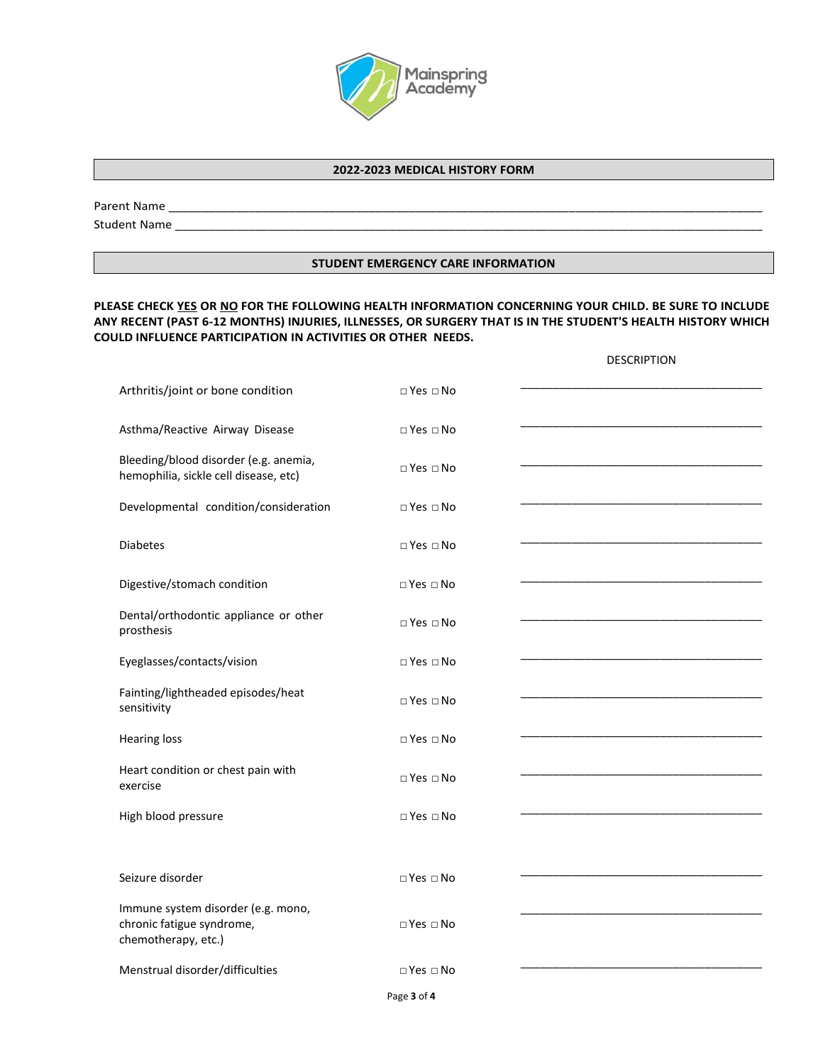Mainspring Academy

## 2022-2023 MEDICAL HISTORY FORM

Parent Name ___________________________________________________________________________________________

Student Name __________________________________________________________________________________________

## STUDENT EMERGENCY CARE INFORMATION

**PLEASE CHECK <u>YES</u> OR <u>NO</u> FOR THE FOLLOWING HEALTH INFORMATION CONCERNING YOUR CHILD. BE SURE TO INCLUDE ANY RECENT (PAST 6-12 MONTHS) INJURIES, ILLNESSES, OR SURGERY THAT IS IN THE STUDENT'S HEALTH HISTORY WHICH COULD INFLUENCE PARTICIPATION IN ACTIVITIES OR OTHER NEEDS.**

| | | DESCRIPTION |
|---|---|---|
| Arthritis/joint or bone condition | □ Yes □ No | ______________________________________ |
| Asthma/Reactive Airway Disease | □ Yes □ No | ______________________________________ |
| Bleeding/blood disorder (e.g. anemia, hemophilia, sickle cell disease, etc) | □ Yes □ No | ______________________________________ |
| Developmental condition/consideration | □ Yes □ No | ______________________________________ |
| Diabetes | □ Yes □ No | ______________________________________ |
| Digestive/stomach condition | □ Yes □ No | ______________________________________ |
| Dental/orthodontic appliance or other prosthesis | □ Yes □ No | ______________________________________ |
| Eyeglasses/contacts/vision | □ Yes □ No | ______________________________________ |
| Fainting/lightheaded episodes/heat sensitivity | □ Yes □ No | ______________________________________ |
| Hearing loss | □ Yes □ No | ______________________________________ |
| Heart condition or chest pain with exercise | □ Yes □ No | ______________________________________ |
| High blood pressure | □ Yes □ No | ______________________________________ |
| Seizure disorder | □ Yes □ No | ______________________________________ |
| Immune system disorder (e.g. mono, chronic fatigue syndrome, chemotherapy, etc.) | □ Yes □ No | ______________________________________ |
| Menstrual disorder/difficulties | □ Yes □ No | ______________________________________ |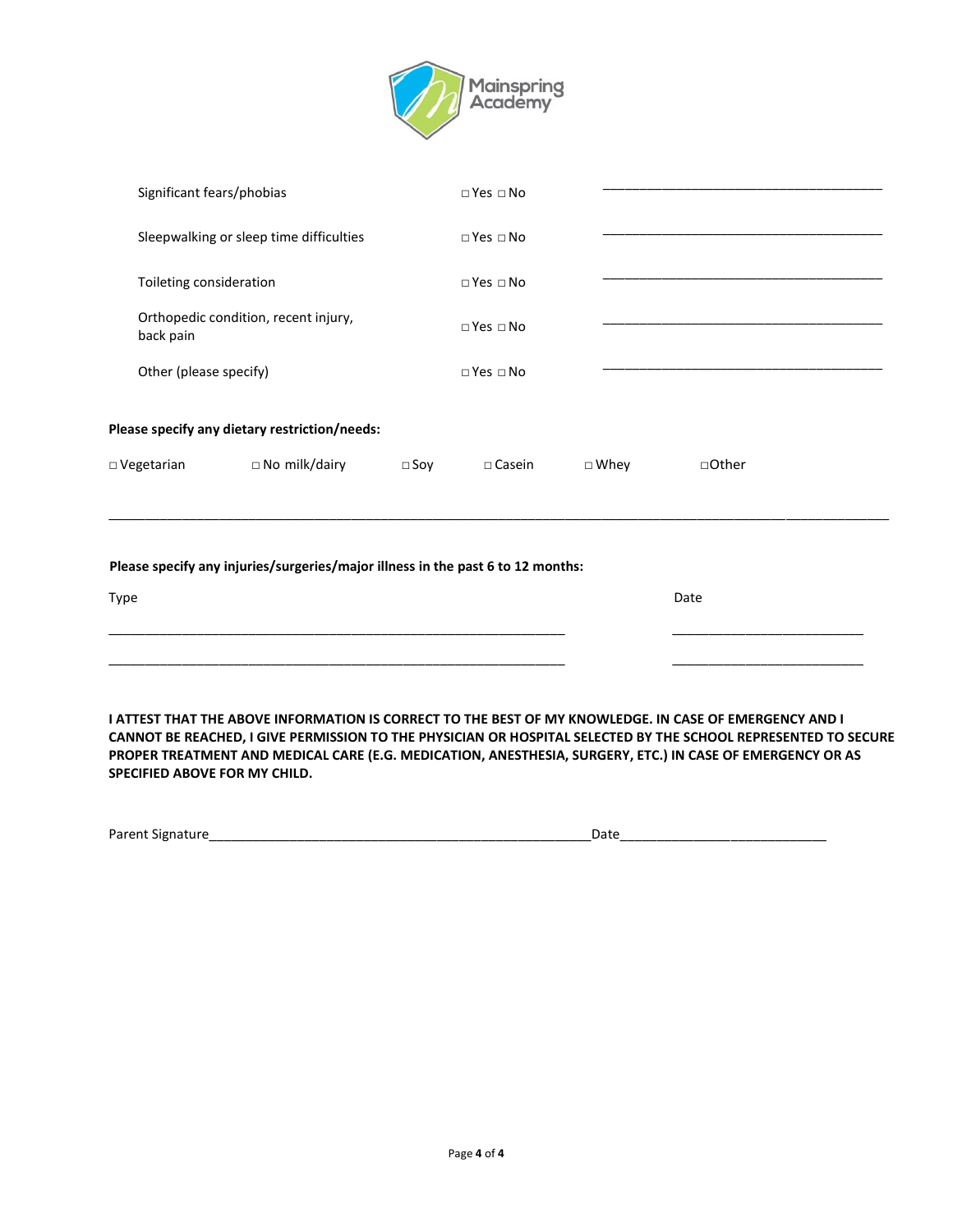| | | |
|---|---|---|
| Significant fears/phobias | □ Yes □ No | ________________________________ |
| Sleepwalking or sleep time difficulties | □ Yes □ No | ________________________________ |
| Toileting consideration | □ Yes □ No | ________________________________ |
| Orthopedic condition, recent injury, back pain | □ Yes □ No | ________________________________ |
| Other (please specify) | □ Yes □ No | ________________________________ |

**Please specify any dietary restriction/needs:**

□ Vegetarian  □ No milk/dairy  □ Soy  □ Casein  □ Whey  □Other

________________________________________________________________________________

**Please specify any injuries/surgeries/major illness in the past 6 to 12 months:**

| Type | Date |
|---|---|
| ____________________________________________ | ____________________ |
| ____________________________________________ | ____________________ |

**I ATTEST THAT THE ABOVE INFORMATION IS CORRECT TO THE BEST OF MY KNOWLEDGE. IN CASE OF EMERGENCY AND I CANNOT BE REACHED, I GIVE PERMISSION TO THE PHYSICIAN OR HOSPITAL SELECTED BY THE SCHOOL REPRESENTED TO SECURE PROPER TREATMENT AND MEDICAL CARE (E.G. MEDICATION, ANESTHESIA, SURGERY, ETC.) IN CASE OF EMERGENCY OR AS SPECIFIED ABOVE FOR MY CHILD.**

Parent Signature____________________________________________ Date__________________________